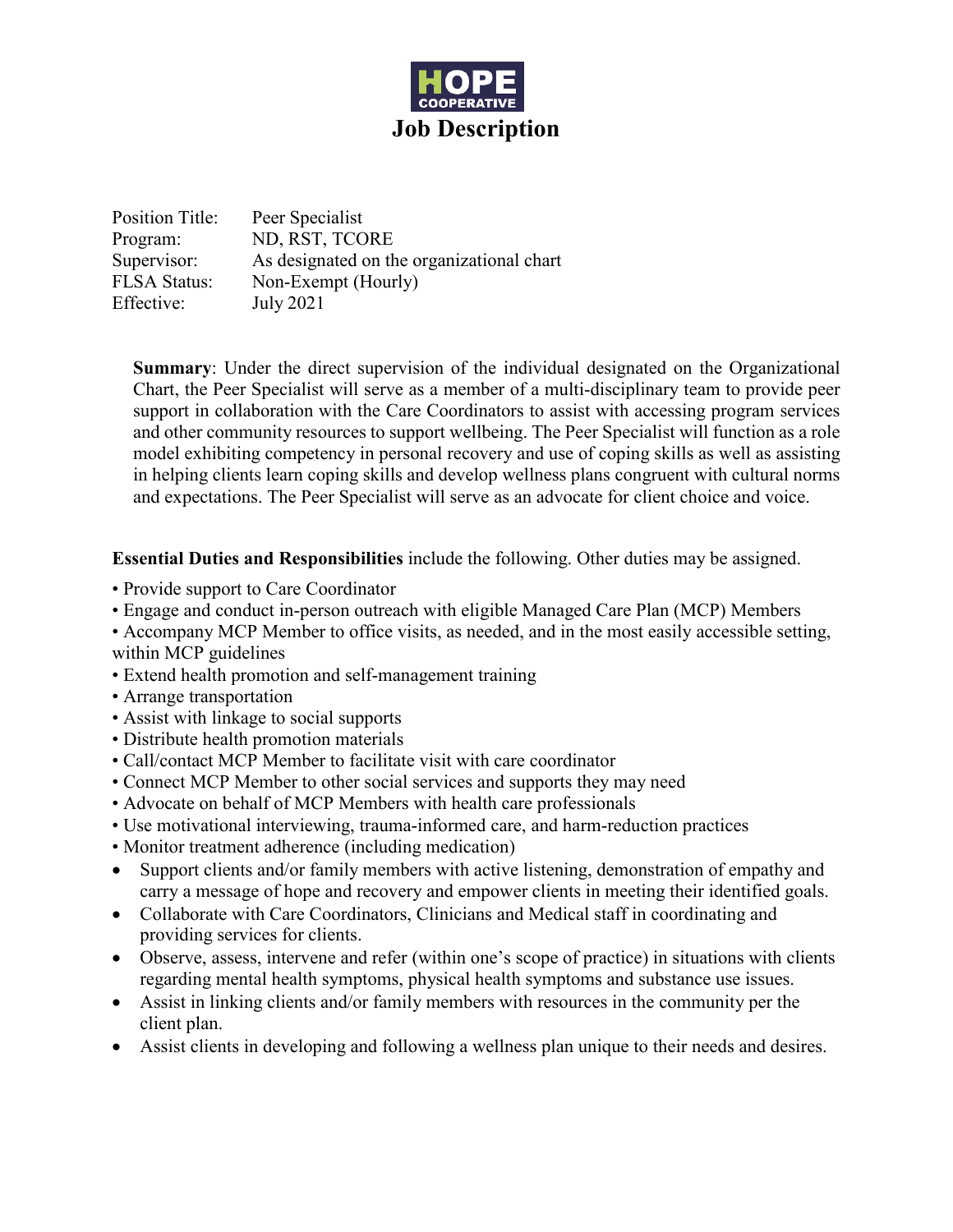HOPE COOPERATIVE

# Job Description

| | |
|---|---|
| Position Title: | Peer Specialist |
| Program: | ND, RST, TCORE |
| Supervisor: | As designated on the organizational chart |
| FLSA Status: | Non-Exempt (Hourly) |
| Effective: | July 2021 |

**Summary**: Under the direct supervision of the individual designated on the Organizational Chart, the Peer Specialist will serve as a member of a multi-disciplinary team to provide peer support in collaboration with the Care Coordinators to assist with accessing program services and other community resources to support wellbeing. The Peer Specialist will function as a role model exhibiting competency in personal recovery and use of coping skills as well as assisting in helping clients learn coping skills and develop wellness plans congruent with cultural norms and expectations. The Peer Specialist will serve as an advocate for client choice and voice.

**Essential Duties and Responsibilities** include the following. Other duties may be assigned.

- Provide support to Care Coordinator
- Engage and conduct in-person outreach with eligible Managed Care Plan (MCP) Members
- Accompany MCP Member to office visits, as needed, and in the most easily accessible setting, within MCP guidelines
- Extend health promotion and self-management training
- Arrange transportation
- Assist with linkage to social supports
- Distribute health promotion materials
- Call/contact MCP Member to facilitate visit with care coordinator
- Connect MCP Member to other social services and supports they may need
- Advocate on behalf of MCP Members with health care professionals
- Use motivational interviewing, trauma-informed care, and harm-reduction practices
- Monitor treatment adherence (including medication)
- Support clients and/or family members with active listening, demonstration of empathy and carry a message of hope and recovery and empower clients in meeting their identified goals.
- Collaborate with Care Coordinators, Clinicians and Medical staff in coordinating and providing services for clients.
- Observe, assess, intervene and refer (within one's scope of practice) in situations with clients regarding mental health symptoms, physical health symptoms and substance use issues.
- Assist in linking clients and/or family members with resources in the community per the client plan.
- Assist clients in developing and following a wellness plan unique to their needs and desires.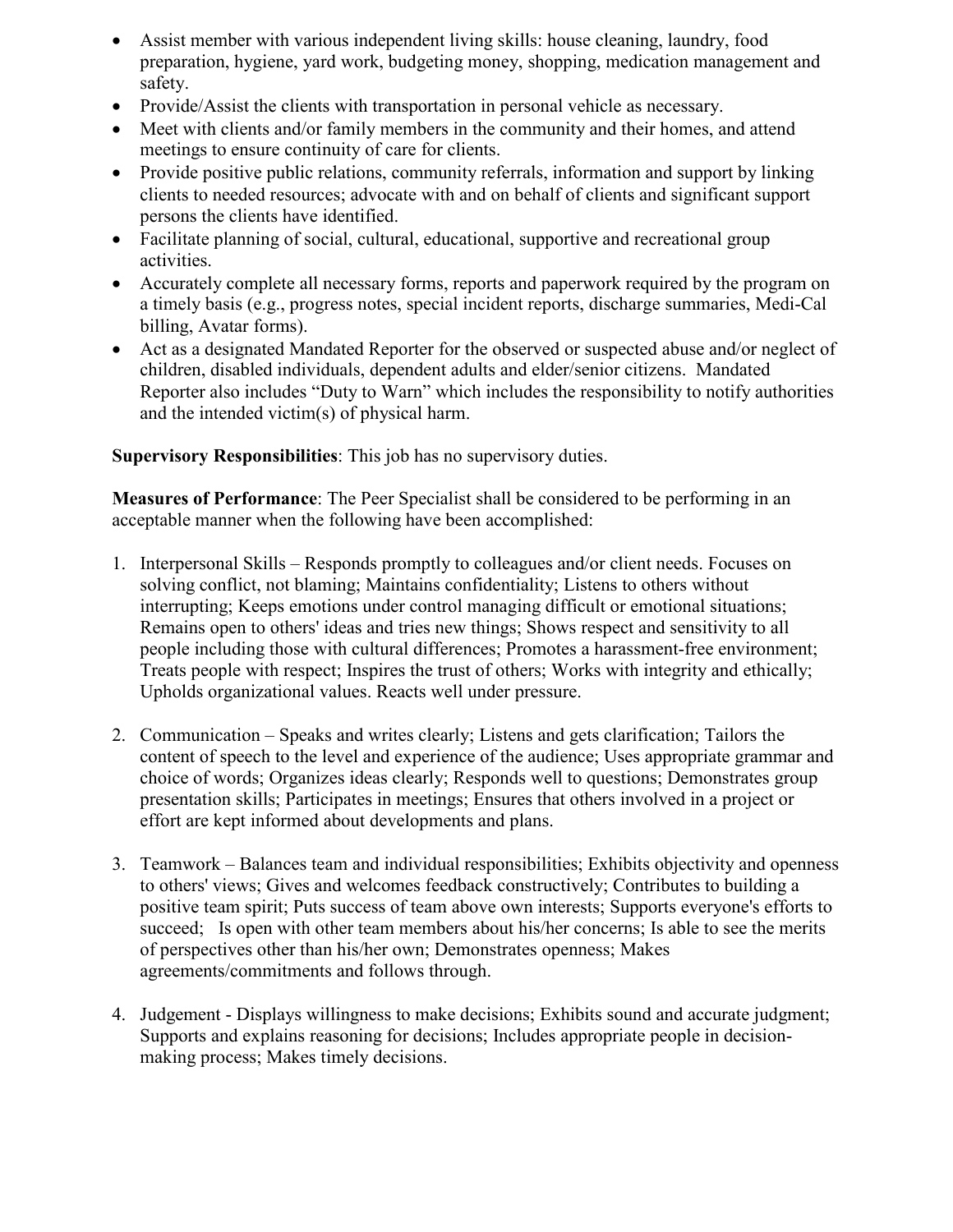- Assist member with various independent living skills: house cleaning, laundry, food preparation, hygiene, yard work, budgeting money, shopping, medication management and safety.
- Provide/Assist the clients with transportation in personal vehicle as necessary.
- Meet with clients and/or family members in the community and their homes, and attend meetings to ensure continuity of care for clients.
- Provide positive public relations, community referrals, information and support by linking clients to needed resources; advocate with and on behalf of clients and significant support persons the clients have identified.
- Facilitate planning of social, cultural, educational, supportive and recreational group activities.
- Accurately complete all necessary forms, reports and paperwork required by the program on a timely basis (e.g., progress notes, special incident reports, discharge summaries, Medi-Cal billing, Avatar forms).
- Act as a designated Mandated Reporter for the observed or suspected abuse and/or neglect of children, disabled individuals, dependent adults and elder/senior citizens. Mandated Reporter also includes "Duty to Warn" which includes the responsibility to notify authorities and the intended victim(s) of physical harm.

**Supervisory Responsibilities**: This job has no supervisory duties.

**Measures of Performance**: The Peer Specialist shall be considered to be performing in an acceptable manner when the following have been accomplished:

1. Interpersonal Skills – Responds promptly to colleagues and/or client needs. Focuses on solving conflict, not blaming; Maintains confidentiality; Listens to others without interrupting; Keeps emotions under control managing difficult or emotional situations; Remains open to others' ideas and tries new things; Shows respect and sensitivity to all people including those with cultural differences; Promotes a harassment-free environment; Treats people with respect; Inspires the trust of others; Works with integrity and ethically; Upholds organizational values. Reacts well under pressure.

2. Communication – Speaks and writes clearly; Listens and gets clarification; Tailors the content of speech to the level and experience of the audience; Uses appropriate grammar and choice of words; Organizes ideas clearly; Responds well to questions; Demonstrates group presentation skills; Participates in meetings; Ensures that others involved in a project or effort are kept informed about developments and plans.

3. Teamwork – Balances team and individual responsibilities; Exhibits objectivity and openness to others' views; Gives and welcomes feedback constructively; Contributes to building a positive team spirit; Puts success of team above own interests; Supports everyone's efforts to succeed; Is open with other team members about his/her concerns; Is able to see the merits of perspectives other than his/her own; Demonstrates openness; Makes agreements/commitments and follows through.

4. Judgement - Displays willingness to make decisions; Exhibits sound and accurate judgment; Supports and explains reasoning for decisions; Includes appropriate people in decision-making process; Makes timely decisions.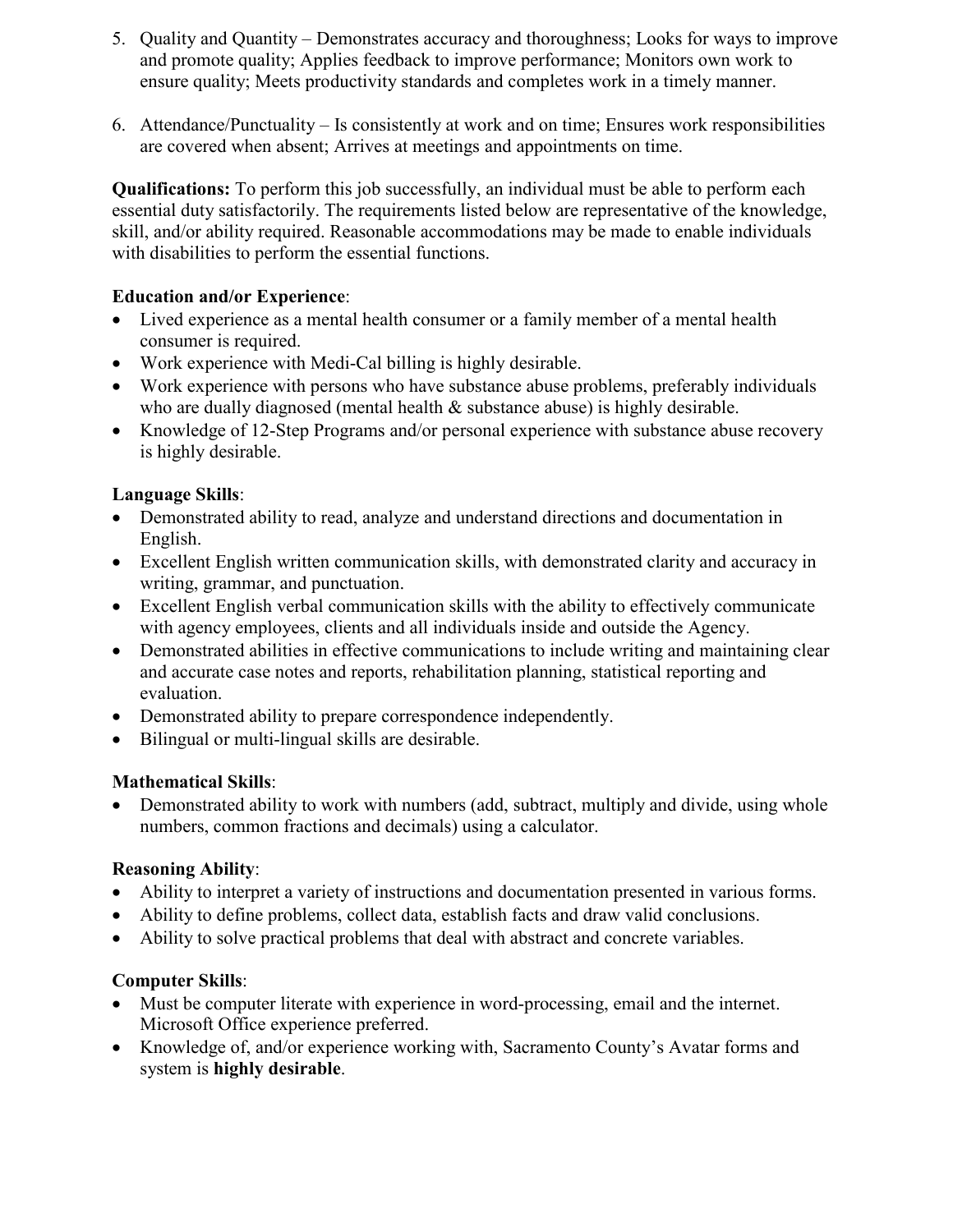5. Quality and Quantity – Demonstrates accuracy and thoroughness; Looks for ways to improve and promote quality; Applies feedback to improve performance; Monitors own work to ensure quality; Meets productivity standards and completes work in a timely manner.

6. Attendance/Punctuality – Is consistently at work and on time; Ensures work responsibilities are covered when absent; Arrives at meetings and appointments on time.

**Qualifications:** To perform this job successfully, an individual must be able to perform each essential duty satisfactorily. The requirements listed below are representative of the knowledge, skill, and/or ability required. Reasonable accommodations may be made to enable individuals with disabilities to perform the essential functions.

**Education and/or Experience**:

- Lived experience as a mental health consumer or a family member of a mental health consumer is required.
- Work experience with Medi-Cal billing is highly desirable.
- Work experience with persons who have substance abuse problems, preferably individuals who are dually diagnosed (mental health & substance abuse) is highly desirable.
- Knowledge of 12-Step Programs and/or personal experience with substance abuse recovery is highly desirable.

**Language Skills**:

- Demonstrated ability to read, analyze and understand directions and documentation in English.
- Excellent English written communication skills, with demonstrated clarity and accuracy in writing, grammar, and punctuation.
- Excellent English verbal communication skills with the ability to effectively communicate with agency employees, clients and all individuals inside and outside the Agency.
- Demonstrated abilities in effective communications to include writing and maintaining clear and accurate case notes and reports, rehabilitation planning, statistical reporting and evaluation.
- Demonstrated ability to prepare correspondence independently.
- Bilingual or multi-lingual skills are desirable.

**Mathematical Skills**:

- Demonstrated ability to work with numbers (add, subtract, multiply and divide, using whole numbers, common fractions and decimals) using a calculator.

**Reasoning Ability**:

- Ability to interpret a variety of instructions and documentation presented in various forms.
- Ability to define problems, collect data, establish facts and draw valid conclusions.
- Ability to solve practical problems that deal with abstract and concrete variables.

**Computer Skills**:

- Must be computer literate with experience in word-processing, email and the internet. Microsoft Office experience preferred.
- Knowledge of, and/or experience working with, Sacramento County's Avatar forms and system is **highly desirable**.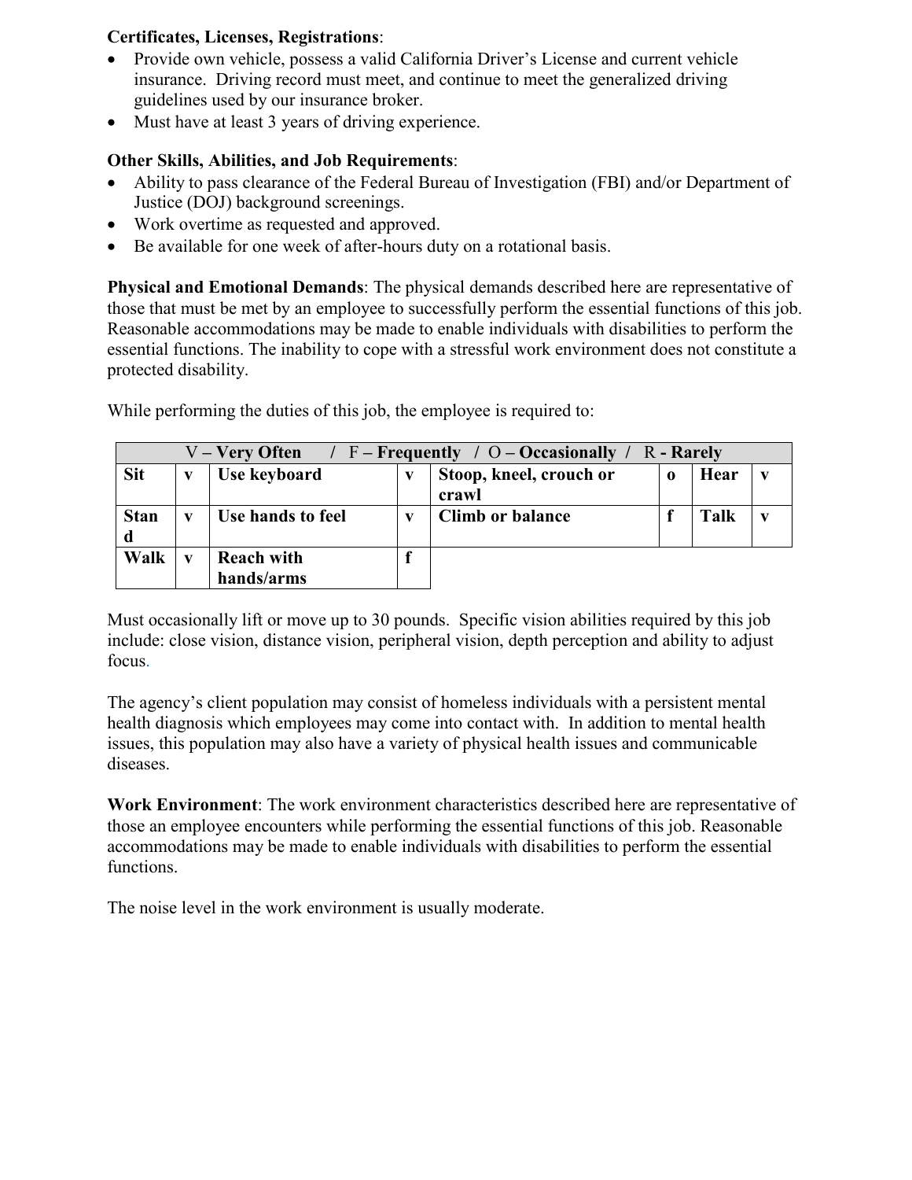**Certificates, Licenses, Registrations**:

- Provide own vehicle, possess a valid California Driver's License and current vehicle insurance. Driving record must meet, and continue to meet the generalized driving guidelines used by our insurance broker.
- Must have at least 3 years of driving experience.

**Other Skills, Abilities, and Job Requirements**:

- Ability to pass clearance of the Federal Bureau of Investigation (FBI) and/or Department of Justice (DOJ) background screenings.
- Work overtime as requested and approved.
- Be available for one week of after-hours duty on a rotational basis.

**Physical and Emotional Demands**: The physical demands described here are representative of those that must be met by an employee to successfully perform the essential functions of this job. Reasonable accommodations may be made to enable individuals with disabilities to perform the essential functions. The inability to cope with a stressful work environment does not constitute a protected disability.

While performing the duties of this job, the employee is required to:

| V – **Very Often** / F – **Frequently** / O – **Occasionally** / R - **Rarely** | | | | | | | |
|---|---|---|---|---|---|---|---|
| **Sit** | **v** | **Use keyboard** | **v** | **Stoop, kneel, crouch or crawl** | **o** | **Hear** | **v** |
| **Stand** | **v** | **Use hands to feel** | **v** | **Climb or balance** | **f** | **Talk** | **v** |
| **Walk** | **v** | **Reach with hands/arms** | **f** | | | | |

Must occasionally lift or move up to 30 pounds. Specific vision abilities required by this job include: close vision, distance vision, peripheral vision, depth perception and ability to adjust focus.

The agency's client population may consist of homeless individuals with a persistent mental health diagnosis which employees may come into contact with. In addition to mental health issues, this population may also have a variety of physical health issues and communicable diseases.

**Work Environment**: The work environment characteristics described here are representative of those an employee encounters while performing the essential functions of this job. Reasonable accommodations may be made to enable individuals with disabilities to perform the essential functions.

The noise level in the work environment is usually moderate.